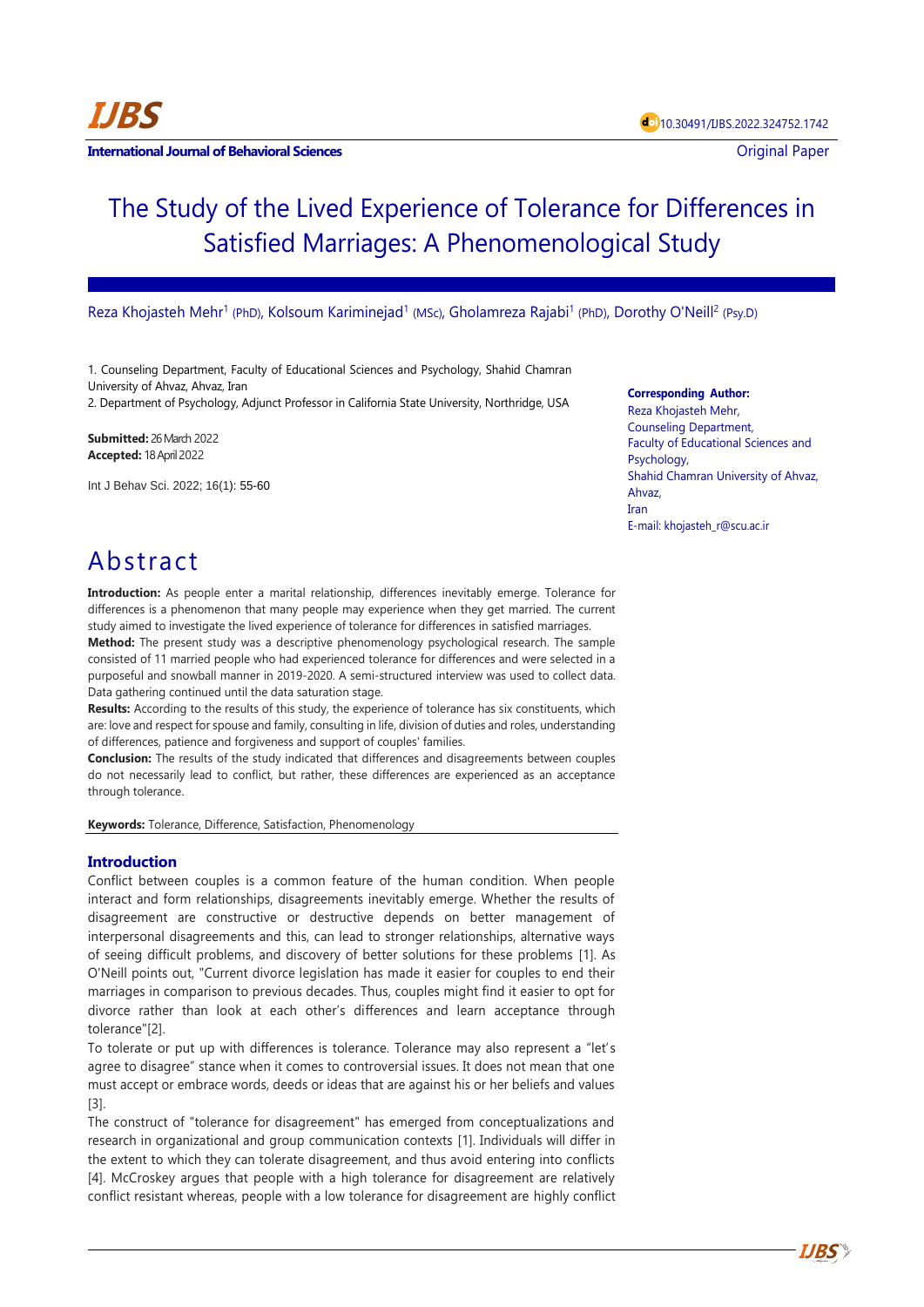IJBS

**International Journal of Behavioral Sciences**

10.30491/IJBS.2022.324752.1742

Original Paper

# The Study of the Lived Experience of Tolerance for Differences in Satisfied Marriages: A Phenomenological Study

Reza Khojasteh Mehr[1] (PhD), Kolsoum Kariminejad[1] (MSc), Gholamreza Rajabi[1] (PhD), Dorothy O'Neill[2] (Psy.D)

1. Counseling Department, Faculty of Educational Sciences and Psychology, Shahid Chamran University of Ahvaz, Ahvaz, Iran
2. Department of Psychology, Adjunct Professor in California State University, Northridge, USA

**Submitted:** 26 March 2022
**Accepted:** 18 April 2022

Int J Behav Sci. 2022; 16(1): 55-60

**Corresponding Author:**
Reza Khojasteh Mehr,
Counseling Department,
Faculty of Educational Sciences and Psychology,
Shahid Chamran University of Ahvaz,
Ahvaz,
Iran
E-mail: khojasteh_r@scu.ac.ir

# Abstract

**Introduction:** As people enter a marital relationship, differences inevitably emerge. Tolerance for differences is a phenomenon that many people may experience when they get married. The current study aimed to investigate the lived experience of tolerance for differences in satisfied marriages.

**Method:** The present study was a descriptive phenomenology psychological research. The sample consisted of 11 married people who had experienced tolerance for differences and were selected in a purposeful and snowball manner in 2019-2020. A semi-structured interview was used to collect data. Data gathering continued until the data saturation stage.

**Results:** According to the results of this study, the experience of tolerance has six constituents, which are: love and respect for spouse and family, consulting in life, division of duties and roles, understanding of differences, patience and forgiveness and support of couples' families.

**Conclusion:** The results of the study indicated that differences and disagreements between couples do not necessarily lead to conflict, but rather, these differences are experienced as an acceptance through tolerance.

**Keywords:** Tolerance, Difference, Satisfaction, Phenomenology

## Introduction

Conflict between couples is a common feature of the human condition. When people interact and form relationships, disagreements inevitably emerge. Whether the results of disagreement are constructive or destructive depends on better management of interpersonal disagreements and this, can lead to stronger relationships, alternative ways of seeing difficult problems, and discovery of better solutions for these problems [1]. As O'Neill points out, "Current divorce legislation has made it easier for couples to end their marriages in comparison to previous decades. Thus, couples might find it easier to opt for divorce rather than look at each other's differences and learn acceptance through tolerance"[2].

To tolerate or put up with differences is tolerance. Tolerance may also represent a "let's agree to disagree" stance when it comes to controversial issues. It does not mean that one must accept or embrace words, deeds or ideas that are against his or her beliefs and values [3].

The construct of "tolerance for disagreement" has emerged from conceptualizations and research in organizational and group communication contexts [1]. Individuals will differ in the extent to which they can tolerate disagreement, and thus avoid entering into conflicts [4]. McCroskey argues that people with a high tolerance for disagreement are relatively conflict resistant whereas, people with a low tolerance for disagreement are highly conflict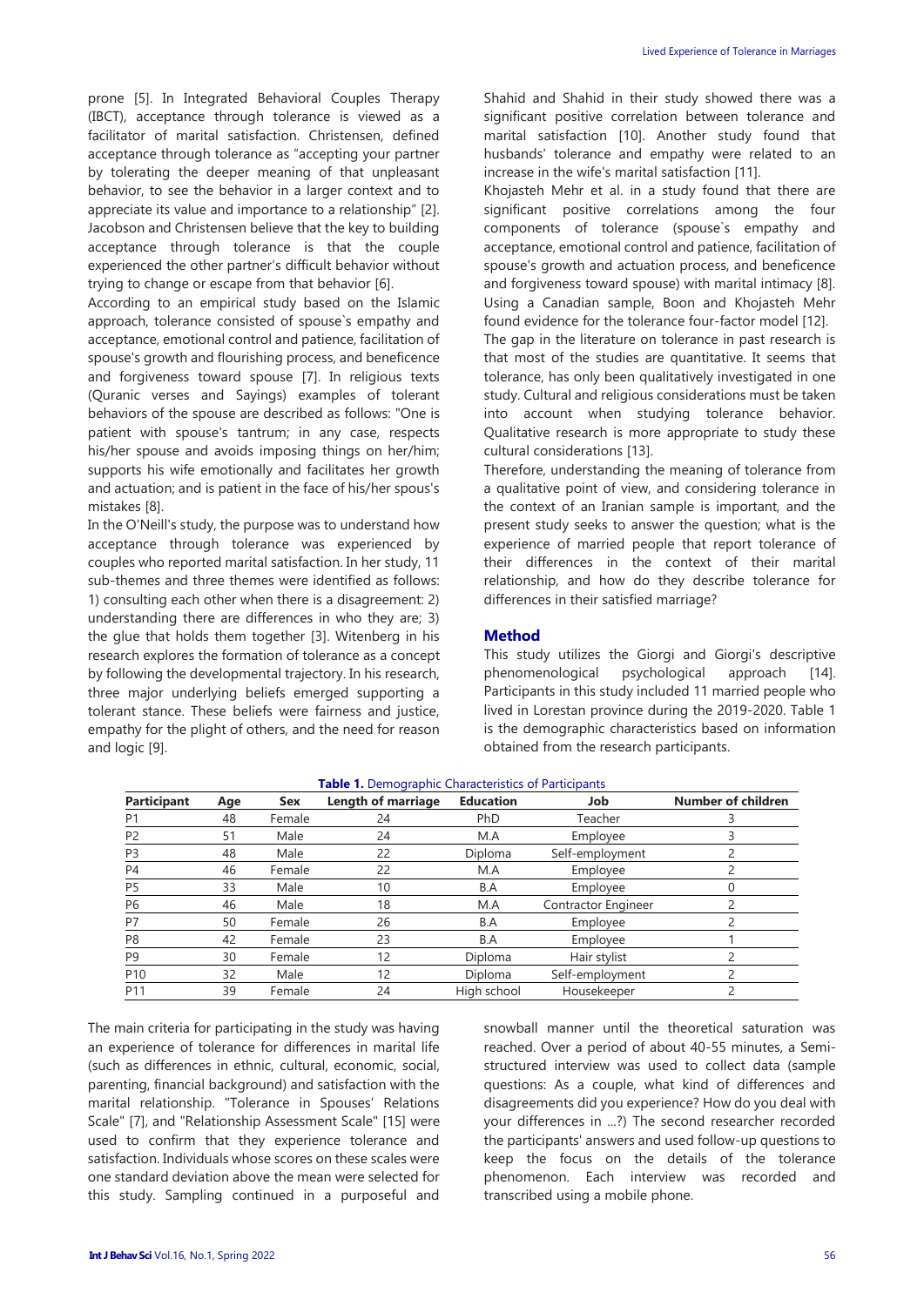prone [5]. In Integrated Behavioral Couples Therapy (IBCT), acceptance through tolerance is viewed as a facilitator of marital satisfaction. Christensen, defined acceptance through tolerance as "accepting your partner by tolerating the deeper meaning of that unpleasant behavior, to see the behavior in a larger context and to appreciate its value and importance to a relationship" [2]. Jacobson and Christensen believe that the key to building acceptance through tolerance is that the couple experienced the other partner's difficult behavior without trying to change or escape from that behavior [6].

According to an empirical study based on the Islamic approach, tolerance consisted of spouse`s empathy and acceptance, emotional control and patience, facilitation of spouse's growth and flourishing process, and beneficence and forgiveness toward spouse [7]. In religious texts (Quranic verses and Sayings) examples of tolerant behaviors of the spouse are described as follows: "One is patient with spouse's tantrum; in any case, respects his/her spouse and avoids imposing things on her/him; supports his wife emotionally and facilitates her growth and actuation; and is patient in the face of his/her spous's mistakes [8].

In the O'Neill's study, the purpose was to understand how acceptance through tolerance was experienced by couples who reported marital satisfaction. In her study, 11 sub-themes and three themes were identified as follows: 1) consulting each other when there is a disagreement: 2) understanding there are differences in who they are; 3) the glue that holds them together [3]. Witenberg in his research explores the formation of tolerance as a concept by following the developmental trajectory. In his research, three major underlying beliefs emerged supporting a tolerant stance. These beliefs were fairness and justice, empathy for the plight of others, and the need for reason and logic [9].

Shahid and Shahid in their study showed there was a significant positive correlation between tolerance and marital satisfaction [10]. Another study found that husbands' tolerance and empathy were related to an increase in the wife's marital satisfaction [11].

Khojasteh Mehr et al. in a study found that there are significant positive correlations among the four components of tolerance (spouse`s empathy and acceptance, emotional control and patience, facilitation of spouse's growth and actuation process, and beneficence and forgiveness toward spouse) with marital intimacy [8]. Using a Canadian sample, Boon and Khojasteh Mehr found evidence for the tolerance four-factor model [12].

The gap in the literature on tolerance in past research is that most of the studies are quantitative. It seems that tolerance, has only been qualitatively investigated in one study. Cultural and religious considerations must be taken into account when studying tolerance behavior. Qualitative research is more appropriate to study these cultural considerations [13].

Therefore, understanding the meaning of tolerance from a qualitative point of view, and considering tolerance in the context of an Iranian sample is important, and the present study seeks to answer the question; what is the experience of married people that report tolerance of their differences in the context of their marital relationship, and how do they describe tolerance for differences in their satisfied marriage?

## Method

This study utilizes the Giorgi and Giorgi's descriptive phenomenological psychological approach [14]. Participants in this study included 11 married people who lived in Lorestan province during the 2019-2020. Table 1 is the demographic characteristics based on information obtained from the research participants.

**Table 1.** Demographic Characteristics of Participants

| Participant | Age | Sex | Length of marriage | Education | Job | Number of children |
|---|---|---|---|---|---|---|
| P1 | 48 | Female | 24 | PhD | Teacher | 3 |
| P2 | 51 | Male | 24 | M.A | Employee | 3 |
| P3 | 48 | Male | 22 | Diploma | Self-employment | 2 |
| P4 | 46 | Female | 22 | M.A | Employee | 2 |
| P5 | 33 | Male | 10 | B.A | Employee | 0 |
| P6 | 46 | Male | 18 | M.A | Contractor Engineer | 2 |
| P7 | 50 | Female | 26 | B.A | Employee | 2 |
| P8 | 42 | Female | 23 | B.A | Employee | 1 |
| P9 | 30 | Female | 12 | Diploma | Hair stylist | 2 |
| P10 | 32 | Male | 12 | Diploma | Self-employment | 2 |
| P11 | 39 | Female | 24 | High school | Housekeeper | 2 |

The main criteria for participating in the study was having an experience of tolerance for differences in marital life (such as differences in ethnic, cultural, economic, social, parenting, financial background) and satisfaction with the marital relationship. "Tolerance in Spouses' Relations Scale" [7], and "Relationship Assessment Scale" [15] were used to confirm that they experience tolerance and satisfaction. Individuals whose scores on these scales were one standard deviation above the mean were selected for this study. Sampling continued in a purposeful and snowball manner until the theoretical saturation was reached. Over a period of about 40-55 minutes, a Semi-structured interview was used to collect data (sample questions: As a couple, what kind of differences and disagreements did you experience? How do you deal with your differences in ...?) The second researcher recorded the participants' answers and used follow-up questions to keep the focus on the details of the tolerance phenomenon. Each interview was recorded and transcribed using a mobile phone.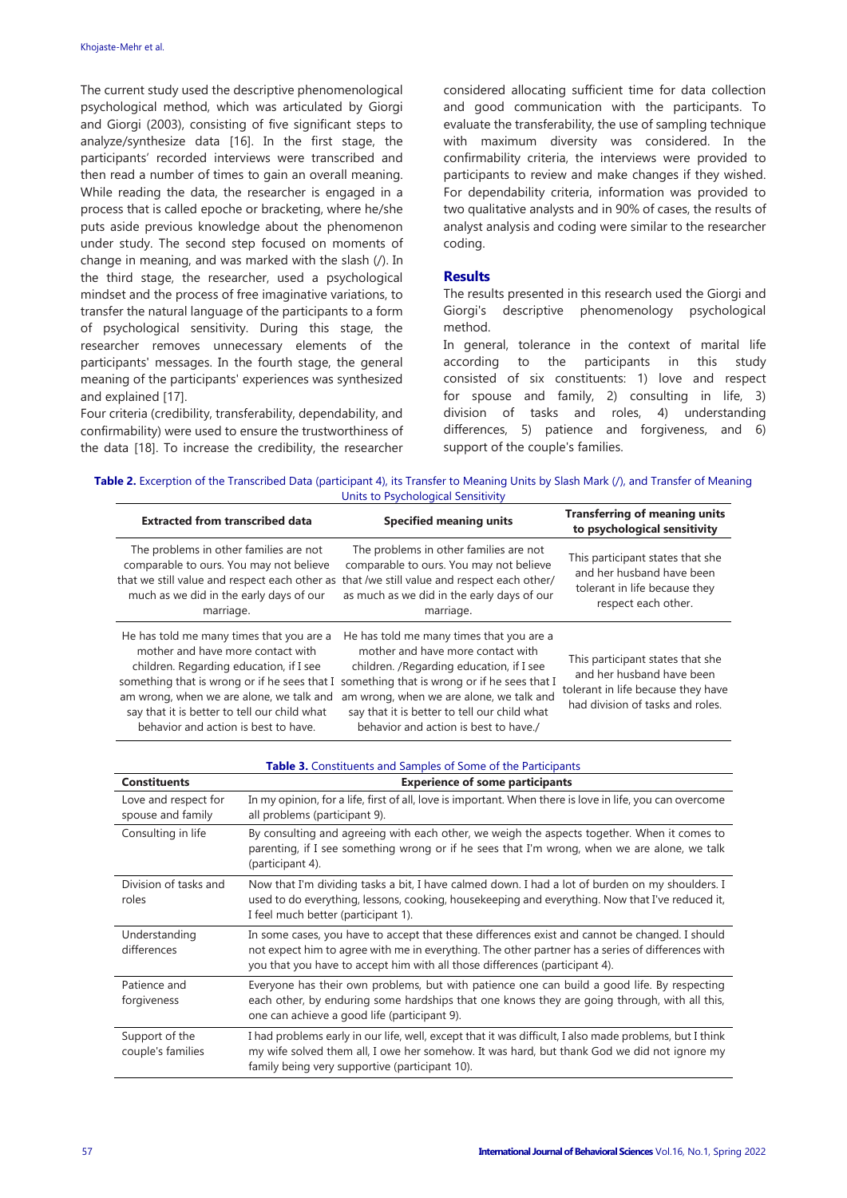The current study used the descriptive phenomenological psychological method, which was articulated by Giorgi and Giorgi (2003), consisting of five significant steps to analyze/synthesize data [16]. In the first stage, the participants' recorded interviews were transcribed and then read a number of times to gain an overall meaning. While reading the data, the researcher is engaged in a process that is called epoche or bracketing, where he/she puts aside previous knowledge about the phenomenon under study. The second step focused on moments of change in meaning, and was marked with the slash (/). In the third stage, the researcher, used a psychological mindset and the process of free imaginative variations, to transfer the natural language of the participants to a form of psychological sensitivity. During this stage, the researcher removes unnecessary elements of the participants' messages. In the fourth stage, the general meaning of the participants' experiences was synthesized and explained [17].

Four criteria (credibility, transferability, dependability, and confirmability) were used to ensure the trustworthiness of the data [18]. To increase the credibility, the researcher considered allocating sufficient time for data collection and good communication with the participants. To evaluate the transferability, the use of sampling technique with maximum diversity was considered. In the confirmability criteria, the interviews were provided to participants to review and make changes if they wished. For dependability criteria, information was provided to two qualitative analysts and in 90% of cases, the results of analyst analysis and coding were similar to the researcher coding.

## Results

The results presented in this research used the Giorgi and Giorgi's descriptive phenomenology psychological method.

In general, tolerance in the context of marital life according to the participants in this study consisted of six constituents: 1) love and respect for spouse and family, 2) consulting in life, 3) division of tasks and roles, 4) understanding differences, 5) patience and forgiveness, and 6) support of the couple's families.

**Table 2.** Excerption of the Transcribed Data (participant 4), its Transfer to Meaning Units by Slash Mark (/), and Transfer of Meaning Units to Psychological Sensitivity

| Extracted from transcribed data | Specified meaning units | Transferring of meaning units to psychological sensitivity |
|---|---|---|
| The problems in other families are not comparable to ours. You may not believe that we still value and respect each other as much as we did in the early days of our marriage. | The problems in other families are not comparable to ours. You may not believe that /we still value and respect each other/ as much as we did in the early days of our marriage. | This participant states that she and her husband have been tolerant in life because they respect each other. |
| He has told me many times that you are a mother and have more contact with children. Regarding education, if I see something that is wrong or if he sees that I am wrong, when we are alone, we talk and say that it is better to tell our child what behavior and action is best to have. | He has told me many times that you are a mother and have more contact with children. /Regarding education, if I see something that is wrong or if he sees that I am wrong, when we are alone, we talk and say that it is better to tell our child what behavior and action is best to have./ | This participant states that she and her husband have been tolerant in life because they have had division of tasks and roles. |

**Table 3.** Constituents and Samples of Some of the Participants

| Constituents | Experience of some participants |
|---|---|
| Love and respect for spouse and family | In my opinion, for a life, first of all, love is important. When there is love in life, you can overcome all problems (participant 9). |
| Consulting in life | By consulting and agreeing with each other, we weigh the aspects together. When it comes to parenting, if I see something wrong or if he sees that I'm wrong, when we are alone, we talk (participant 4). |
| Division of tasks and roles | Now that I'm dividing tasks a bit, I have calmed down. I had a lot of burden on my shoulders. I used to do everything, lessons, cooking, housekeeping and everything. Now that I've reduced it, I feel much better (participant 1). |
| Understanding differences | In some cases, you have to accept that these differences exist and cannot be changed. I should not expect him to agree with me in everything. The other partner has a series of differences with you that you have to accept him with all those differences (participant 4). |
| Patience and forgiveness | Everyone has their own problems, but with patience one can build a good life. By respecting each other, by enduring some hardships that one knows they are going through, with all this, one can achieve a good life (participant 9). |
| Support of the couple's families | I had problems early in our life, well, except that it was difficult, I also made problems, but I think my wife solved them all, I owe her somehow. It was hard, but thank God we did not ignore my family being very supportive (participant 10). |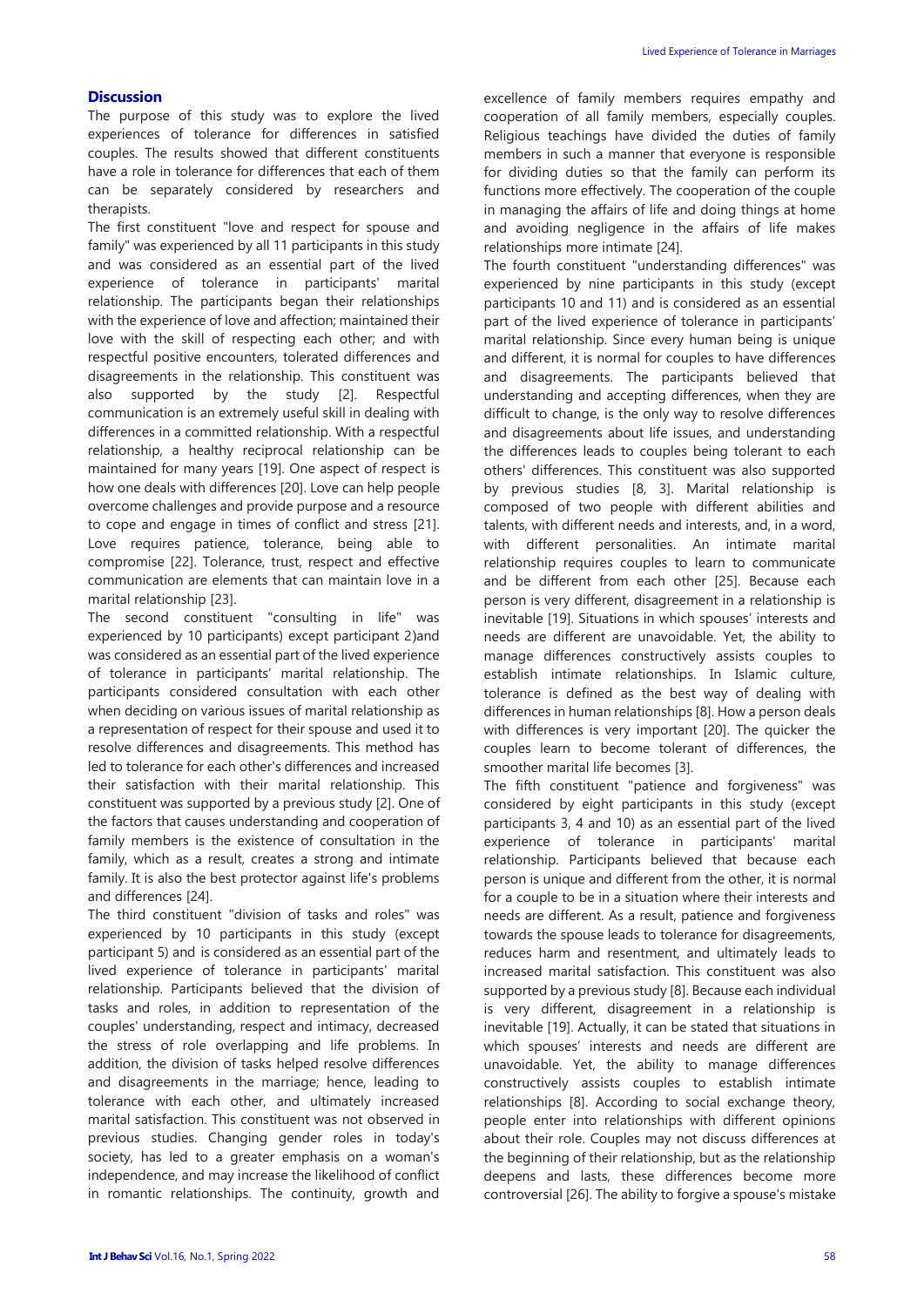## Discussion

The purpose of this study was to explore the lived experiences of tolerance for differences in satisfied couples. The results showed that different constituents have a role in tolerance for differences that each of them can be separately considered by researchers and therapists.

The first constituent "love and respect for spouse and family" was experienced by all 11 participants in this study and was considered as an essential part of the lived experience of tolerance in participants' marital relationship. The participants began their relationships with the experience of love and affection; maintained their love with the skill of respecting each other; and with respectful positive encounters, tolerated differences and disagreements in the relationship. This constituent was also supported by the study [2]. Respectful communication is an extremely useful skill in dealing with differences in a committed relationship. With a respectful relationship, a healthy reciprocal relationship can be maintained for many years [19]. One aspect of respect is how one deals with differences [20]. Love can help people overcome challenges and provide purpose and a resource to cope and engage in times of conflict and stress [21]. Love requires patience, tolerance, being able to compromise [22]. Tolerance, trust, respect and effective communication are elements that can maintain love in a marital relationship [23].

The second constituent "consulting in life" was experienced by 10 participants) except participant 2)and was considered as an essential part of the lived experience of tolerance in participants' marital relationship. The participants considered consultation with each other when deciding on various issues of marital relationship as a representation of respect for their spouse and used it to resolve differences and disagreements. This method has led to tolerance for each other's differences and increased their satisfaction with their marital relationship. This constituent was supported by a previous study [2]. One of the factors that causes understanding and cooperation of family members is the existence of consultation in the family, which as a result, creates a strong and intimate family. It is also the best protector against life's problems and differences [24].

The third constituent "division of tasks and roles" was experienced by 10 participants in this study (except participant 5) and is considered as an essential part of the lived experience of tolerance in participants' marital relationship. Participants believed that the division of tasks and roles, in addition to representation of the couples' understanding, respect and intimacy, decreased the stress of role overlapping and life problems. In addition, the division of tasks helped resolve differences and disagreements in the marriage; hence, leading to tolerance with each other, and ultimately increased marital satisfaction. This constituent was not observed in previous studies. Changing gender roles in today's society, has led to a greater emphasis on a woman's independence, and may increase the likelihood of conflict in romantic relationships. The continuity, growth and excellence of family members requires empathy and cooperation of all family members, especially couples. Religious teachings have divided the duties of family members in such a manner that everyone is responsible for dividing duties so that the family can perform its functions more effectively. The cooperation of the couple in managing the affairs of life and doing things at home and avoiding negligence in the affairs of life makes relationships more intimate [24].

The fourth constituent "understanding differences" was experienced by nine participants in this study (except participants 10 and 11) and is considered as an essential part of the lived experience of tolerance in participants' marital relationship. Since every human being is unique and different, it is normal for couples to have differences and disagreements. The participants believed that understanding and accepting differences, when they are difficult to change, is the only way to resolve differences and disagreements about life issues, and understanding the differences leads to couples being tolerant to each others' differences. This constituent was also supported by previous studies [8, 3]. Marital relationship is composed of two people with different abilities and talents, with different needs and interests, and, in a word, with different personalities. An intimate marital relationship requires couples to learn to communicate and be different from each other [25]. Because each person is very different, disagreement in a relationship is inevitable [19]. Situations in which spouses' interests and needs are different are unavoidable. Yet, the ability to manage differences constructively assists couples to establish intimate relationships. In Islamic culture, tolerance is defined as the best way of dealing with differences in human relationships [8]. How a person deals with differences is very important [20]. The quicker the couples learn to become tolerant of differences, the smoother marital life becomes [3].

The fifth constituent "patience and forgiveness" was considered by eight participants in this study (except participants 3, 4 and 10) as an essential part of the lived experience of tolerance in participants' marital relationship. Participants believed that because each person is unique and different from the other, it is normal for a couple to be in a situation where their interests and needs are different. As a result, patience and forgiveness towards the spouse leads to tolerance for disagreements, reduces harm and resentment, and ultimately leads to increased marital satisfaction. This constituent was also supported by a previous study [8]. Because each individual is very different, disagreement in a relationship is inevitable [19]. Actually, it can be stated that situations in which spouses' interests and needs are different are unavoidable. Yet, the ability to manage differences constructively assists couples to establish intimate relationships [8]. According to social exchange theory, people enter into relationships with different opinions about their role. Couples may not discuss differences at the beginning of their relationship, but as the relationship deepens and lasts, these differences become more controversial [26]. The ability to forgive a spouse's mistake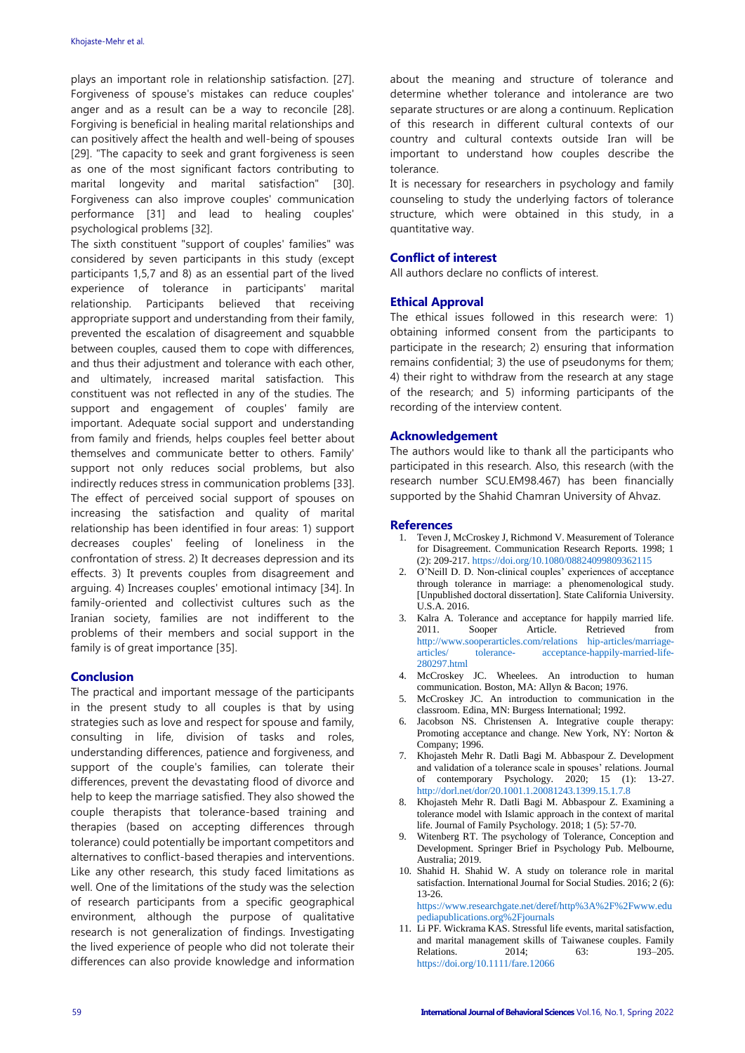plays an important role in relationship satisfaction. [27]. Forgiveness of spouse's mistakes can reduce couples' anger and as a result can be a way to reconcile [28]. Forgiving is beneficial in healing marital relationships and can positively affect the health and well-being of spouses [29]. "The capacity to seek and grant forgiveness is seen as one of the most significant factors contributing to marital longevity and marital satisfaction" [30]. Forgiveness can also improve couples' communication performance [31] and lead to healing couples' psychological problems [32].

The sixth constituent "support of couples' families" was considered by seven participants in this study (except participants 1,5,7 and 8) as an essential part of the lived experience of tolerance in participants' marital relationship. Participants believed that receiving appropriate support and understanding from their family, prevented the escalation of disagreement and squabble between couples, caused them to cope with differences, and thus their adjustment and tolerance with each other, and ultimately, increased marital satisfaction. This constituent was not reflected in any of the studies. The support and engagement of couples' family are important. Adequate social support and understanding from family and friends, helps couples feel better about themselves and communicate better to others. Family' support not only reduces social problems, but also indirectly reduces stress in communication problems [33]. The effect of perceived social support of spouses on increasing the satisfaction and quality of marital relationship has been identified in four areas: 1) support decreases couples' feeling of loneliness in the confrontation of stress. 2) It decreases depression and its effects. 3) It prevents couples from disagreement and arguing. 4) Increases couples' emotional intimacy [34]. In family-oriented and collectivist cultures such as the Iranian society, families are not indifferent to the problems of their members and social support in the family is of great importance [35].

## Conclusion

The practical and important message of the participants in the present study to all couples is that by using strategies such as love and respect for spouse and family, consulting in life, division of tasks and roles, understanding differences, patience and forgiveness, and support of the couple's families, can tolerate their differences, prevent the devastating flood of divorce and help to keep the marriage satisfied. They also showed the couple therapists that tolerance-based training and therapies (based on accepting differences through tolerance) could potentially be important competitors and alternatives to conflict-based therapies and interventions. Like any other research, this study faced limitations as well. One of the limitations of the study was the selection of research participants from a specific geographical environment, although the purpose of qualitative research is not generalization of findings. Investigating the lived experience of people who did not tolerate their differences can also provide knowledge and information about the meaning and structure of tolerance and determine whether tolerance and intolerance are two separate structures or are along a continuum. Replication of this research in different cultural contexts of our country and cultural contexts outside Iran will be important to understand how couples describe the tolerance.

It is necessary for researchers in psychology and family counseling to study the underlying factors of tolerance structure, which were obtained in this study, in a quantitative way.

## Conflict of interest

All authors declare no conflicts of interest.

## Ethical Approval

The ethical issues followed in this research were: 1) obtaining informed consent from the participants to participate in the research; 2) ensuring that information remains confidential; 3) the use of pseudonyms for them; 4) their right to withdraw from the research at any stage of the research; and 5) informing participants of the recording of the interview content.

## Acknowledgement

The authors would like to thank all the participants who participated in this research. Also, this research (with the research number SCU.EM98.467) has been financially supported by the Shahid Chamran University of Ahvaz.

## References

1. Teven J, McCroskey J, Richmond V. Measurement of Tolerance for Disagreement. Communication Research Reports. 1998; 1 (2): 209-217. https://doi.org/10.1080/08824099809362115
2. O'Neill D. D. Non-clinical couples' experiences of acceptance through tolerance in marriage: a phenomenological study. [Unpublished doctoral dissertation]. State California University. U.S.A. 2016.
3. Kalra A. Tolerance and acceptance for happily married life. 2011. Sooper Article. Retrieved from http://www.sooperarticles.com/relations hip-articles/marriage-articles/ tolerance- acceptance-happily-married-life-280297.html
4. McCroskey JC. Wheelees. An introduction to human communication. Boston, MA: Allyn & Bacon; 1976.
5. McCroskey JC. An introduction to communication in the classroom. Edina, MN: Burgess International; 1992.
6. Jacobson NS. Christensen A. Integrative couple therapy: Promoting acceptance and change. New York, NY: Norton & Company; 1996.
7. Khojasteh Mehr R. Datli Bagi M. Abbaspour Z. Development and validation of a tolerance scale in spouses' relations. Journal of contemporary Psychology. 2020; 15 (1): 13-27. http://dorl.net/dor/20.1001.1.20081243.1399.15.1.7.8
8. Khojasteh Mehr R. Datli Bagi M. Abbaspour Z. Examining a tolerance model with Islamic approach in the context of marital life. Journal of Family Psychology. 2018; 1 (5): 57-70.
9. Witenberg RT. The psychology of Tolerance, Conception and Development. Springer Brief in Psychology Pub. Melbourne, Australia; 2019.
10. Shahid H. Shahid W. A study on tolerance role in marital satisfaction. International Journal for Social Studies. 2016; 2 (6): 13-26. https://www.researchgate.net/deref/http%3A%2F%2Fwww.edupediapublications.org%2Fjournals
11. Li PF. Wickrama KAS. Stressful life events, marital satisfaction, and marital management skills of Taiwanese couples. Family Relations. 2014; 63: 193–205. https://doi.org/10.1111/fare.12066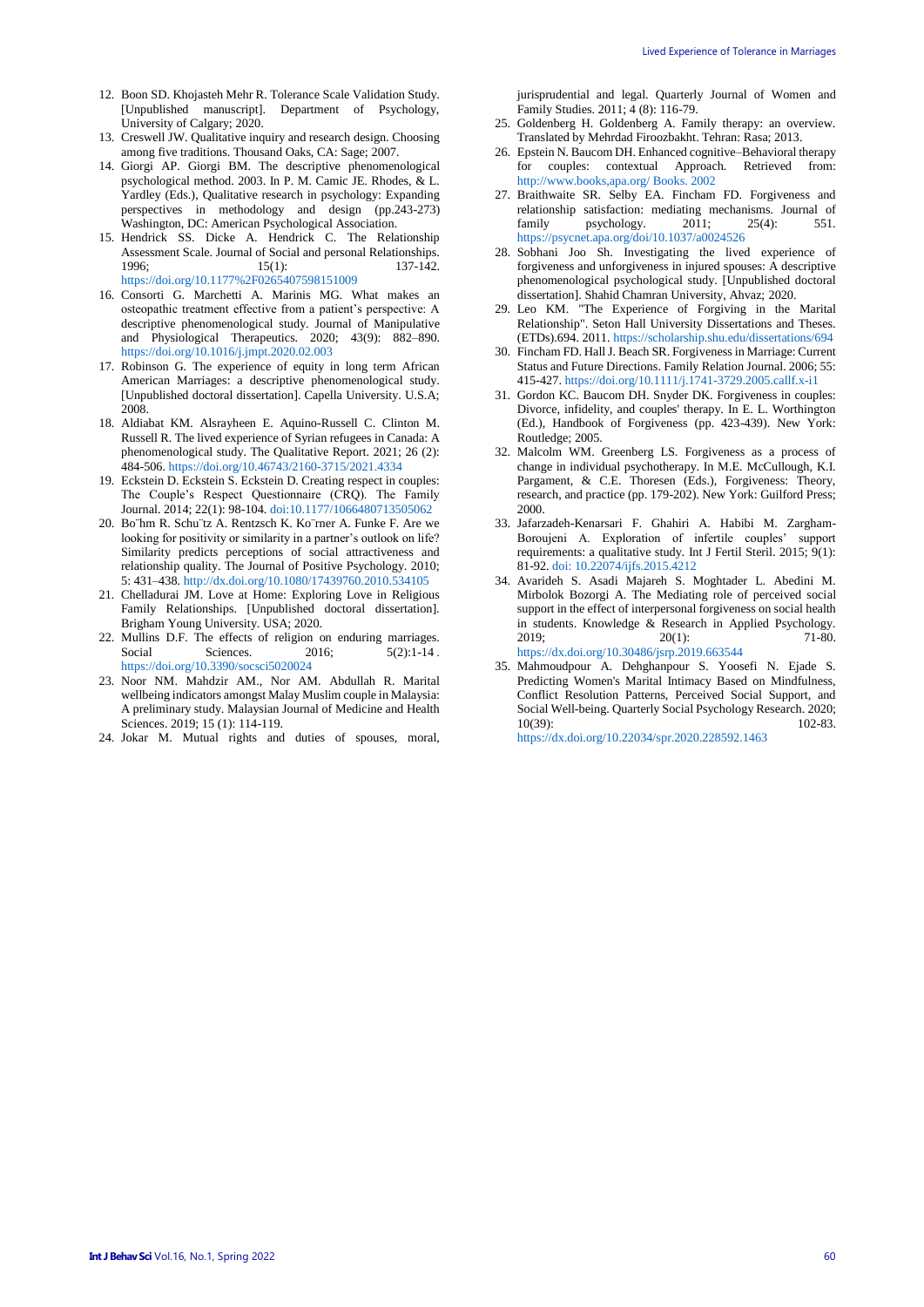12. Boon SD. Khojasteh Mehr R. Tolerance Scale Validation Study. [Unpublished manuscript]. Department of Psychology, University of Calgary; 2020.
13. Creswell JW. Qualitative inquiry and research design. Choosing among five traditions. Thousand Oaks, CA: Sage; 2007.
14. Giorgi AP. Giorgi BM. The descriptive phenomenological psychological method. 2003. In P. M. Camic JE. Rhodes, & L. Yardley (Eds.), Qualitative research in psychology: Expanding perspectives in methodology and design (pp.243-273) Washington, DC: American Psychological Association.
15. Hendrick SS. Dicke A. Hendrick C. The Relationship Assessment Scale. Journal of Social and personal Relationships. 1996; 15(1): 137-142. https://doi.org/10.1177%2F0265407598151009
16. Consorti G. Marchetti A. Marinis MG. What makes an osteopathic treatment effective from a patient's perspective: A descriptive phenomenological study. Journal of Manipulative and Physiological Therapeutics. 2020; 43(9): 882–890. https://doi.org/10.1016/j.jmpt.2020.02.003
17. Robinson G. The experience of equity in long term African American Marriages: a descriptive phenomenological study. [Unpublished doctoral dissertation]. Capella University. U.S.A; 2008.
18. Aldiabat KM. Alsrayheen E. Aquino-Russell C. Clinton M. Russell R. The lived experience of Syrian refugees in Canada: A phenomenological study. The Qualitative Report. 2021; 26 (2): 484-506. https://doi.org/10.46743/2160-3715/2021.4334
19. Eckstein D. Eckstein S. Eckstein D. Creating respect in couples: The Couple's Respect Questionnaire (CRQ). The Family Journal. 2014; 22(1): 98-104. doi:10.1177/1066480713505062
20. Bo¨hm R. Schu¨tz A. Rentzsch K. Ko¨rner A. Funke F. Are we looking for positivity or similarity in a partner's outlook on life? Similarity predicts perceptions of social attractiveness and relationship quality. The Journal of Positive Psychology. 2010; 5: 431–438. http://dx.doi.org/10.1080/17439760.2010.534105
21. Chelladurai JM. Love at Home: Exploring Love in Religious Family Relationships. [Unpublished doctoral dissertation]. Brigham Young University. USA; 2020.
22. Mullins D.F. The effects of religion on enduring marriages. Social Sciences. 2016; 5(2):1-14 . https://doi.org/10.3390/socsci5020024
23. Noor NM. Mahdzir AM., Nor AM. Abdullah R. Marital wellbeing indicators amongst Malay Muslim couple in Malaysia: A preliminary study. Malaysian Journal of Medicine and Health Sciences. 2019; 15 (1): 114-119.
24. Jokar M. Mutual rights and duties of spouses, moral, jurisprudential and legal. Quarterly Journal of Women and Family Studies. 2011; 4 (8): 116-79.
25. Goldenberg H. Goldenberg A. Family therapy: an overview. Translated by Mehrdad Firoozbakht. Tehran: Rasa; 2013.
26. Epstein N. Baucom DH. Enhanced cognitive–Behavioral therapy for couples: contextual Approach. Retrieved from: http://www.books,apa.org/ Books. 2002
27. Braithwaite SR. Selby EA. Fincham FD. Forgiveness and relationship satisfaction: mediating mechanisms. Journal of family psychology. 2011; 25(4): 551. https://psycnet.apa.org/doi/10.1037/a0024526
28. Sobhani Joo Sh. Investigating the lived experience of forgiveness and unforgiveness in injured spouses: A descriptive phenomenological psychological study. [Unpublished doctoral dissertation]. Shahid Chamran University, Ahvaz; 2020.
29. Leo KM. "The Experience of Forgiving in the Marital Relationship". Seton Hall University Dissertations and Theses. (ETDs).694. 2011. https://scholarship.shu.edu/dissertations/694
30. Fincham FD. Hall J. Beach SR. Forgiveness in Marriage: Current Status and Future Directions. Family Relation Journal. 2006; 55: 415-427. https://doi.org/10.1111/j.1741-3729.2005.callf.x-i1
31. Gordon KC. Baucom DH. Snyder DK. Forgiveness in couples: Divorce, infidelity, and couples' therapy. In E. L. Worthington (Ed.), Handbook of Forgiveness (pp. 423-439). New York: Routledge; 2005.
32. Malcolm WM. Greenberg LS. Forgiveness as a process of change in individual psychotherapy. In M.E. McCullough, K.I. Pargament, & C.E. Thoresen (Eds.), Forgiveness: Theory, research, and practice (pp. 179-202). New York: Guilford Press; 2000.
33. Jafarzadeh-Kenarsari F. Ghahiri A. Habibi M. Zargham-Boroujeni A. Exploration of infertile couples' support requirements: a qualitative study. Int J Fertil Steril. 2015; 9(1): 81-92. doi: 10.22074/ijfs.2015.4212
34. Avarideh S. Asadi Majareh S. Moghtader L. Abedini M. Mirbolok Bozorgi A. The Mediating role of perceived social support in the effect of interpersonal forgiveness on social health in students. Knowledge & Research in Applied Psychology. 2019; 20(1): 71-80. https://dx.doi.org/10.30486/jsrp.2019.663544
35. Mahmoudpour A. Dehghanpour S. Yoosefi N. Ejade S. Predicting Women's Marital Intimacy Based on Mindfulness, Conflict Resolution Patterns, Perceived Social Support, and Social Well-being. Quarterly Social Psychology Research. 2020; 10(39): 102-83. https://dx.doi.org/10.22034/spr.2020.228592.1463